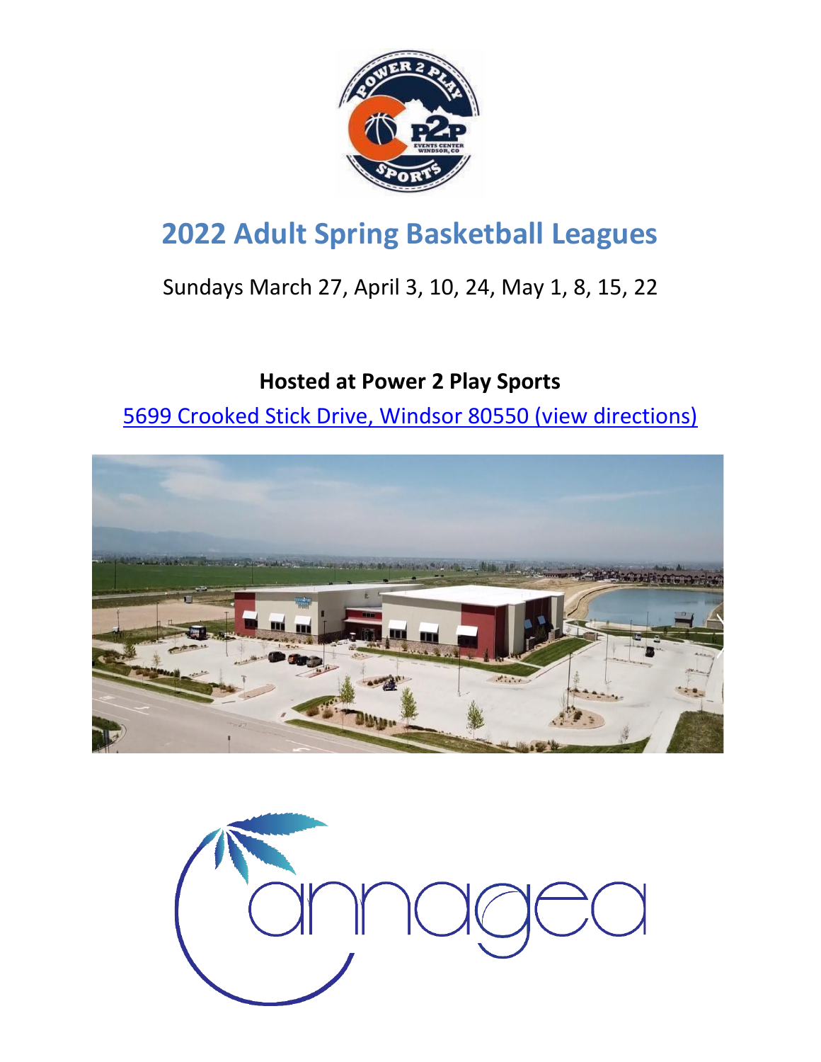# 2022 Adult Spring Basketball Leagues

Sundays March 27, April 3, 10, 24, May 1, 8, 15, 22

**Hosted at Power 2 Play Sports**

5699 Crooked Stick Drive, Windsor 80550 (view directions)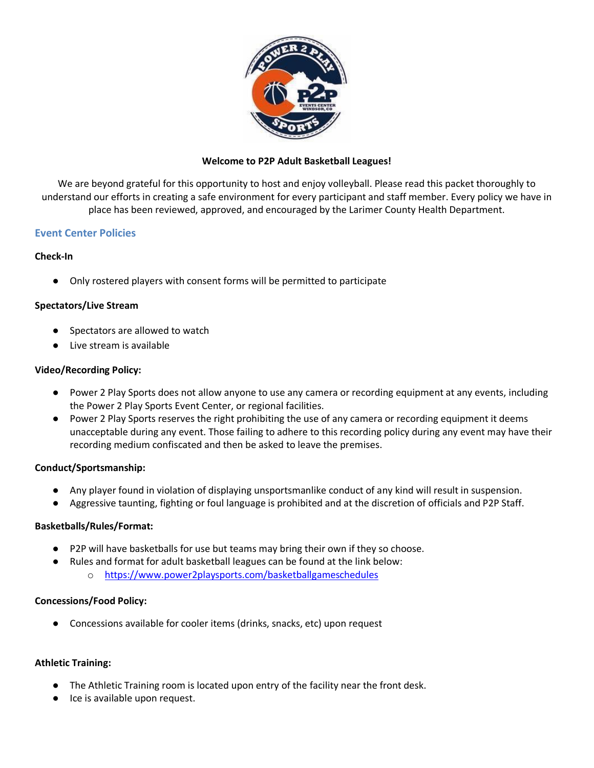**Welcome to P2P Adult Basketball Leagues!**

We are beyond grateful for this opportunity to host and enjoy volleyball. Please read this packet thoroughly to understand our efforts in creating a safe environment for every participant and staff member. Every policy we have in place has been reviewed, approved, and encouraged by the Larimer County Health Department.

## Event Center Policies

**Check-In**

- Only rostered players with consent forms will be permitted to participate

**Spectators/Live Stream**

- Spectators are allowed to watch
- Live stream is available

**Video/Recording Policy:**

- Power 2 Play Sports does not allow anyone to use any camera or recording equipment at any events, including the Power 2 Play Sports Event Center, or regional facilities.
- Power 2 Play Sports reserves the right prohibiting the use of any camera or recording equipment it deems unacceptable during any event. Those failing to adhere to this recording policy during any event may have their recording medium confiscated and then be asked to leave the premises.

**Conduct/Sportsmanship:**

- Any player found in violation of displaying unsportsmanlike conduct of any kind will result in suspension.
- Aggressive taunting, fighting or foul language is prohibited and at the discretion of officials and P2P Staff.

**Basketballs/Rules/Format:**

- P2P will have basketballs for use but teams may bring their own if they so choose.
- Rules and format for adult basketball leagues can be found at the link below:
  - https://www.power2playsports.com/basketballgameschedules

**Concessions/Food Policy:**

- Concessions available for cooler items (drinks, snacks, etc) upon request

**Athletic Training:**

- The Athletic Training room is located upon entry of the facility near the front desk.
- Ice is available upon request.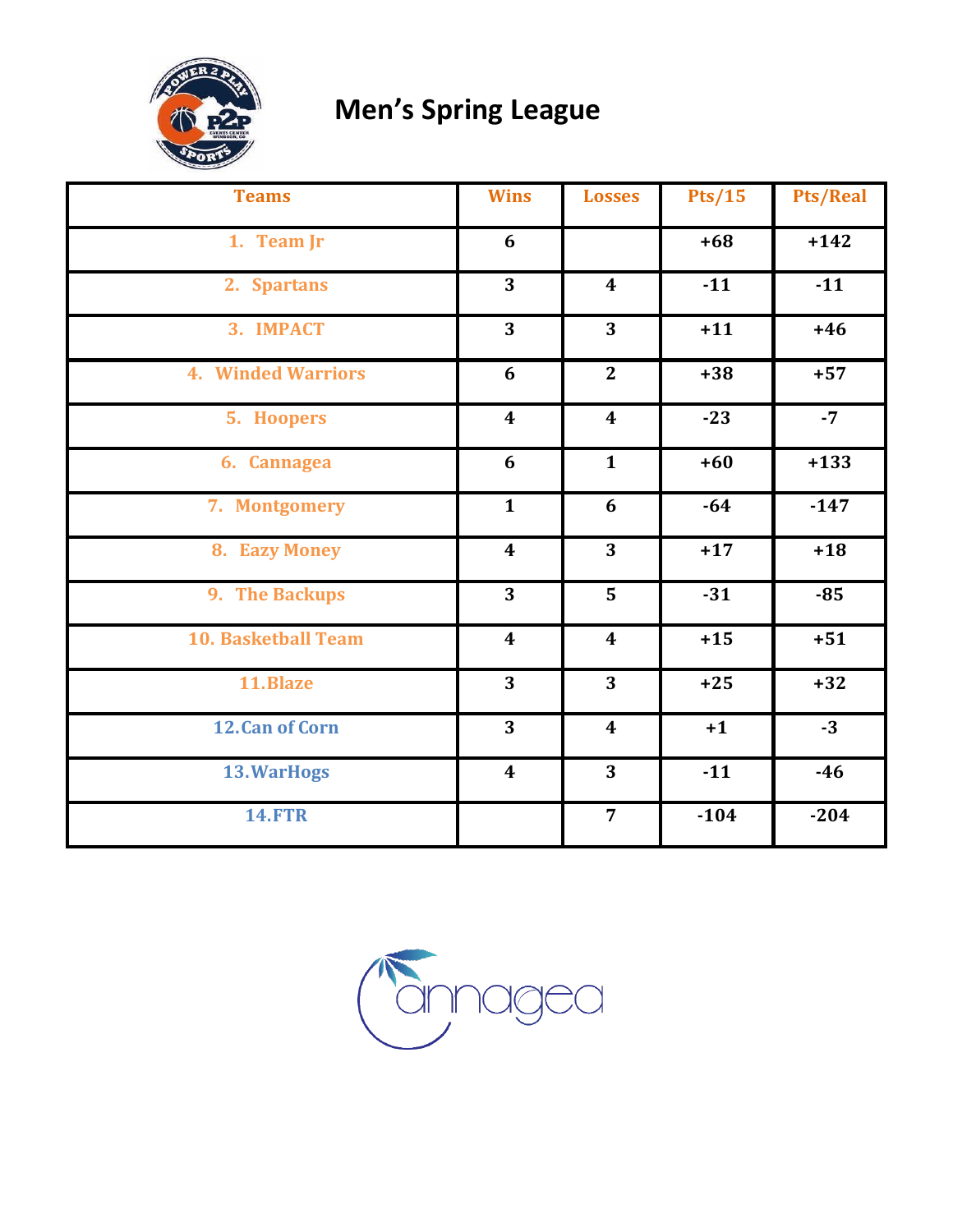# Men's Spring League

| Teams | Wins | Losses | Pts/15 | Pts/Real |
|---|---|---|---|---|
| 1. Team Jr | 6 | | +68 | +142 |
| 2. Spartans | 3 | 4 | -11 | -11 |
| 3. IMPACT | 3 | 3 | +11 | +46 |
| 4. Winded Warriors | 6 | 2 | +38 | +57 |
| 5. Hoopers | 4 | 4 | -23 | -7 |
| 6. Cannagea | 6 | 1 | +60 | +133 |
| 7. Montgomery | 1 | 6 | -64 | -147 |
| 8. Eazy Money | 4 | 3 | +17 | +18 |
| 9. The Backups | 3 | 5 | -31 | -85 |
| 10. Basketball Team | 4 | 4 | +15 | +51 |
| 11.Blaze | 3 | 3 | +25 | +32 |
| 12.Can of Corn | 3 | 4 | +1 | -3 |
| 13.WarHogs | 4 | 3 | -11 | -46 |
| 14.FTR | | 7 | -104 | -204 |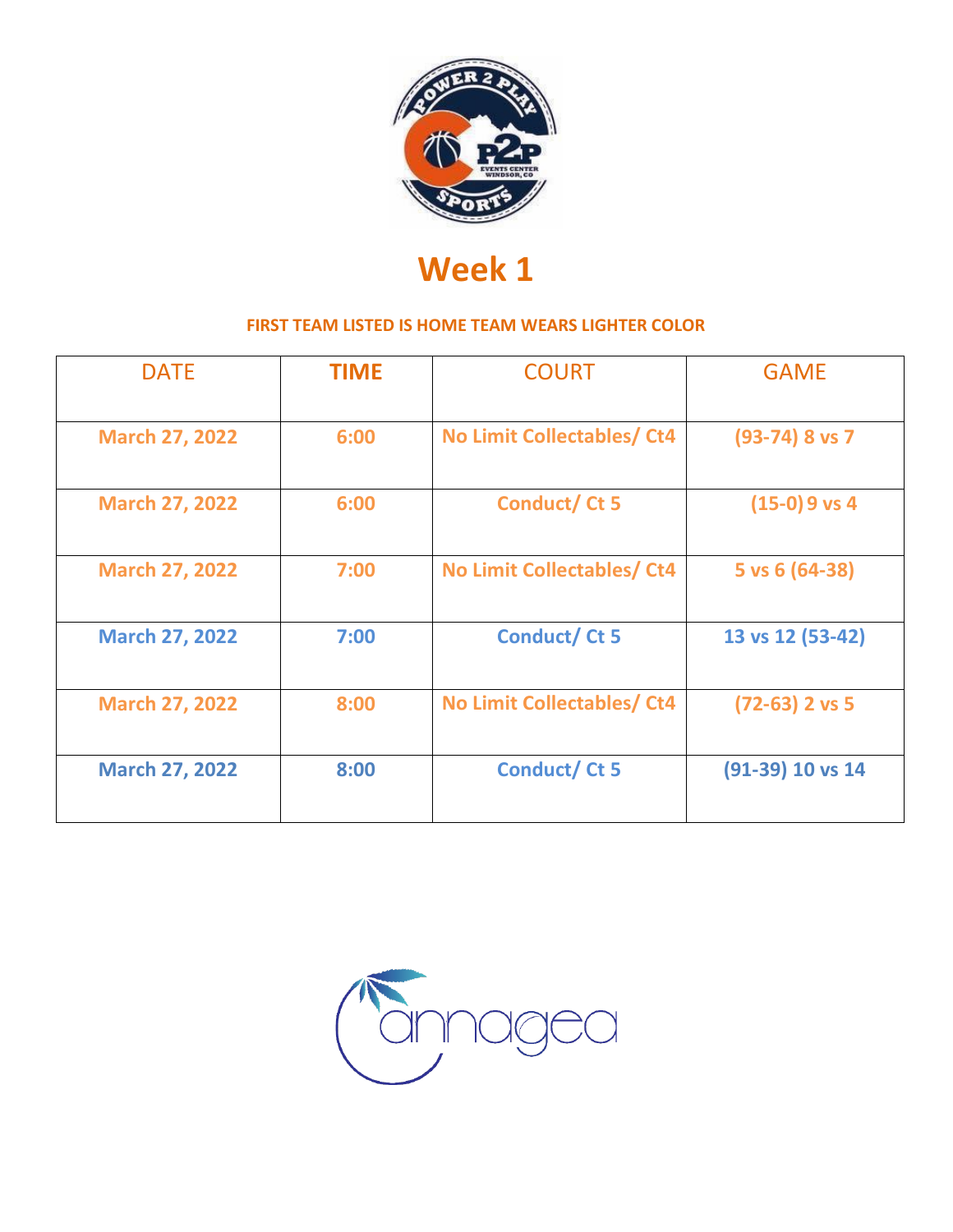# Week 1

**FIRST TEAM LISTED IS HOME TEAM WEARS LIGHTER COLOR**

| DATE | TIME | COURT | GAME |
|---|---|---|---|
| March 27, 2022 | 6:00 | No Limit Collectables/ Ct4 | (93-74) 8 vs 7 |
| March 27, 2022 | 6:00 | Conduct/ Ct 5 | (15-0) 9 vs 4 |
| March 27, 2022 | 7:00 | No Limit Collectables/ Ct4 | 5 vs 6 (64-38) |
| March 27, 2022 | 7:00 | Conduct/ Ct 5 | 13 vs 12 (53-42) |
| March 27, 2022 | 8:00 | No Limit Collectables/ Ct4 | (72-63) 2 vs 5 |
| March 27, 2022 | 8:00 | Conduct/ Ct 5 | (91-39) 10 vs 14 |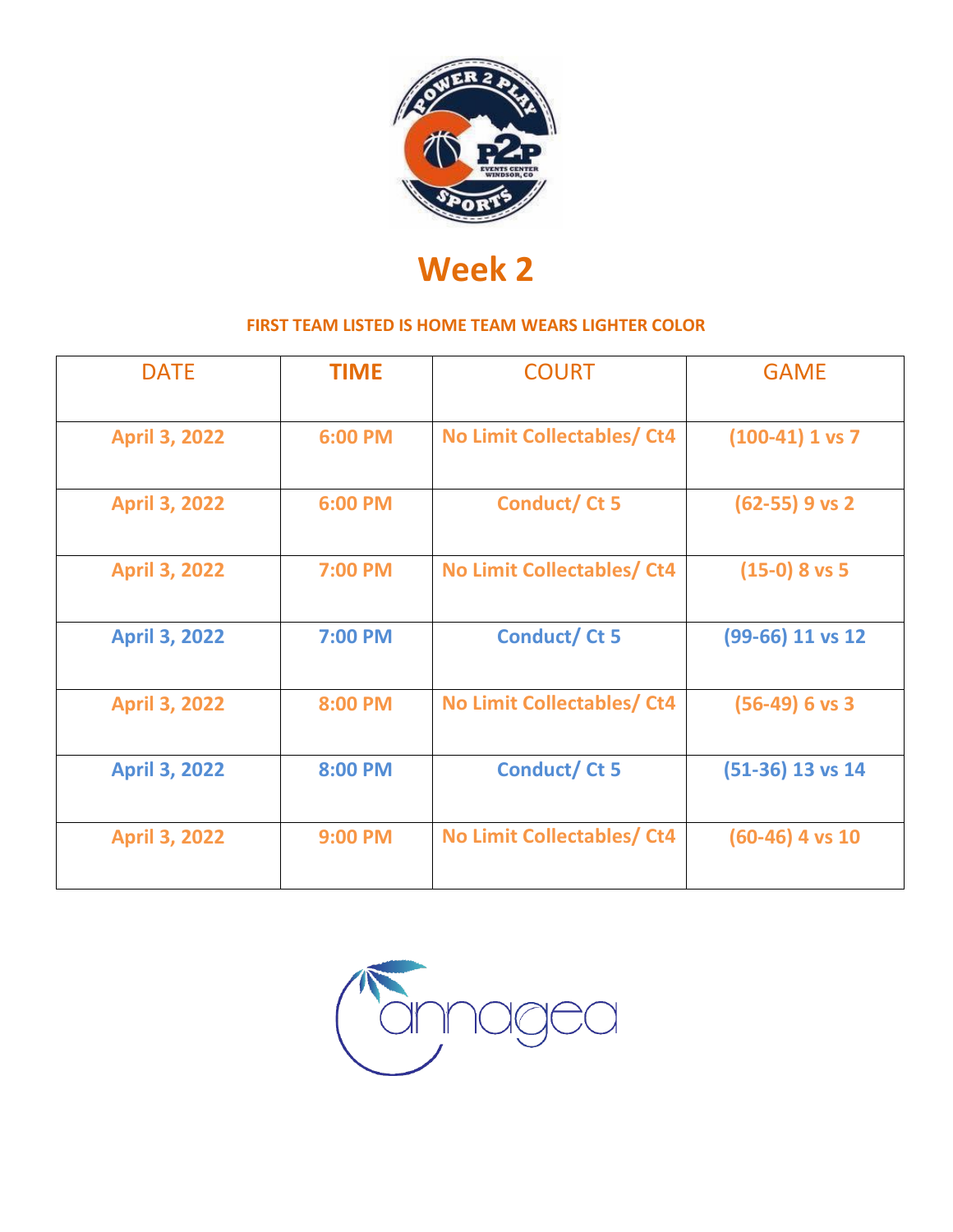# Week 2

**FIRST TEAM LISTED IS HOME TEAM WEARS LIGHTER COLOR**

| DATE | TIME | COURT | GAME |
|---|---|---|---|
| April 3, 2022 | 6:00 PM | No Limit Collectables/ Ct4 | (100-41) 1 vs 7 |
| April 3, 2022 | 6:00 PM | Conduct/ Ct 5 | (62-55) 9 vs 2 |
| April 3, 2022 | 7:00 PM | No Limit Collectables/ Ct4 | (15-0) 8 vs 5 |
| April 3, 2022 | 7:00 PM | Conduct/ Ct 5 | (99-66) 11 vs 12 |
| April 3, 2022 | 8:00 PM | No Limit Collectables/ Ct4 | (56-49) 6 vs 3 |
| April 3, 2022 | 8:00 PM | Conduct/ Ct 5 | (51-36) 13 vs 14 |
| April 3, 2022 | 9:00 PM | No Limit Collectables/ Ct4 | (60-46) 4 vs 10 |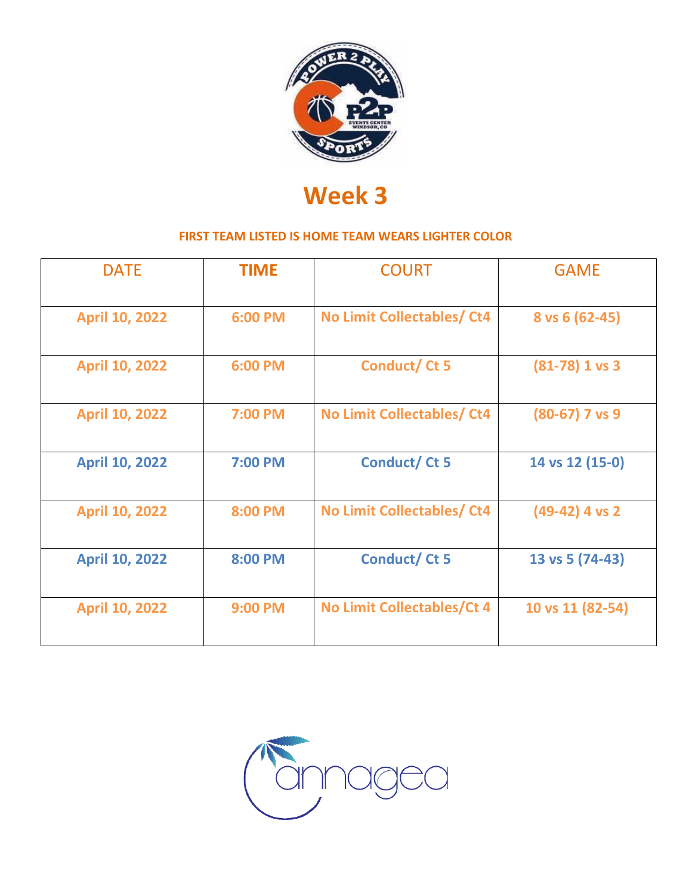# Week 3

**FIRST TEAM LISTED IS HOME TEAM WEARS LIGHTER COLOR**

| DATE | TIME | COURT | GAME |
|---|---|---|---|
| April 10, 2022 | 6:00 PM | No Limit Collectables/ Ct4 | 8 vs 6 (62-45) |
| April 10, 2022 | 6:00 PM | Conduct/ Ct 5 | (81-78) 1 vs 3 |
| April 10, 2022 | 7:00 PM | No Limit Collectables/ Ct4 | (80-67) 7 vs 9 |
| April 10, 2022 | 7:00 PM | Conduct/ Ct 5 | 14 vs 12 (15-0) |
| April 10, 2022 | 8:00 PM | No Limit Collectables/ Ct4 | (49-42) 4 vs 2 |
| April 10, 2022 | 8:00 PM | Conduct/ Ct 5 | 13 vs 5 (74-43) |
| April 10, 2022 | 9:00 PM | No Limit Collectables/Ct 4 | 10 vs 11 (82-54) |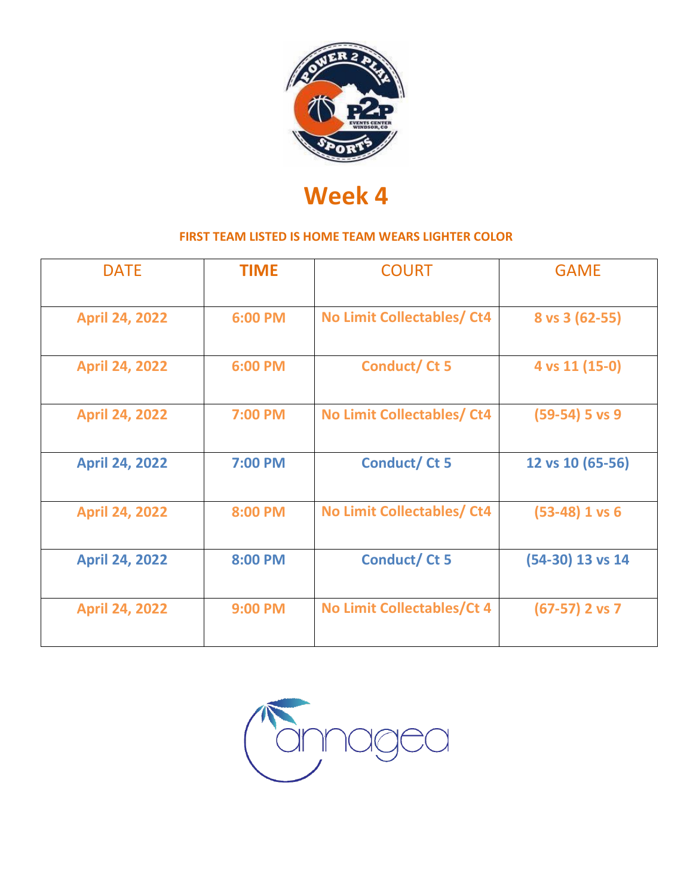# Week 4

**FIRST TEAM LISTED IS HOME TEAM WEARS LIGHTER COLOR**

| DATE | TIME | COURT | GAME |
|---|---|---|---|
| April 24, 2022 | 6:00 PM | No Limit Collectables/ Ct4 | 8 vs 3 (62-55) |
| April 24, 2022 | 6:00 PM | Conduct/ Ct 5 | 4 vs 11 (15-0) |
| April 24, 2022 | 7:00 PM | No Limit Collectables/ Ct4 | (59-54) 5 vs 9 |
| April 24, 2022 | 7:00 PM | Conduct/ Ct 5 | 12 vs 10 (65-56) |
| April 24, 2022 | 8:00 PM | No Limit Collectables/ Ct4 | (53-48) 1 vs 6 |
| April 24, 2022 | 8:00 PM | Conduct/ Ct 5 | (54-30) 13 vs 14 |
| April 24, 2022 | 9:00 PM | No Limit Collectables/Ct 4 | (67-57) 2 vs 7 |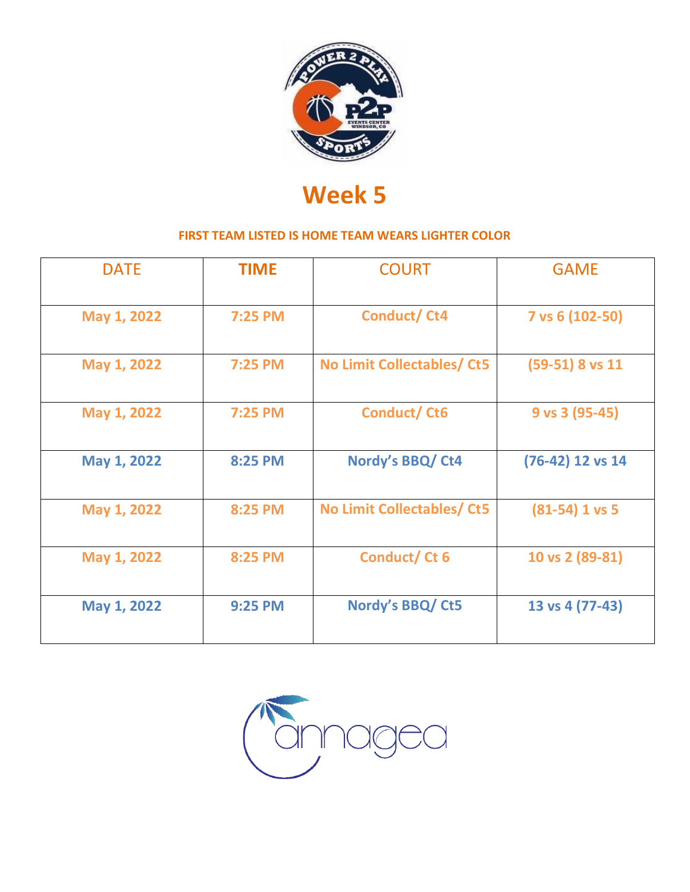# Week 5

**FIRST TEAM LISTED IS HOME TEAM WEARS LIGHTER COLOR**

| DATE | TIME | COURT | GAME |
|---|---|---|---|
| **May 1, 2022** | **7:25 PM** | **Conduct/ Ct4** | **7 vs 6 (102-50)** |
| **May 1, 2022** | **7:25 PM** | **No Limit Collectables/ Ct5** | **(59-51) 8 vs 11** |
| **May 1, 2022** | **7:25 PM** | **Conduct/ Ct6** | **9 vs 3 (95-45)** |
| **May 1, 2022** | **8:25 PM** | **Nordy's BBQ/ Ct4** | **(76-42) 12 vs 14** |
| **May 1, 2022** | **8:25 PM** | **No Limit Collectables/ Ct5** | **(81-54) 1 vs 5** |
| **May 1, 2022** | **8:25 PM** | **Conduct/ Ct 6** | **10 vs 2 (89-81)** |
| **May 1, 2022** | **9:25 PM** | **Nordy's BBQ/ Ct5** | **13 vs 4 (77-43)** |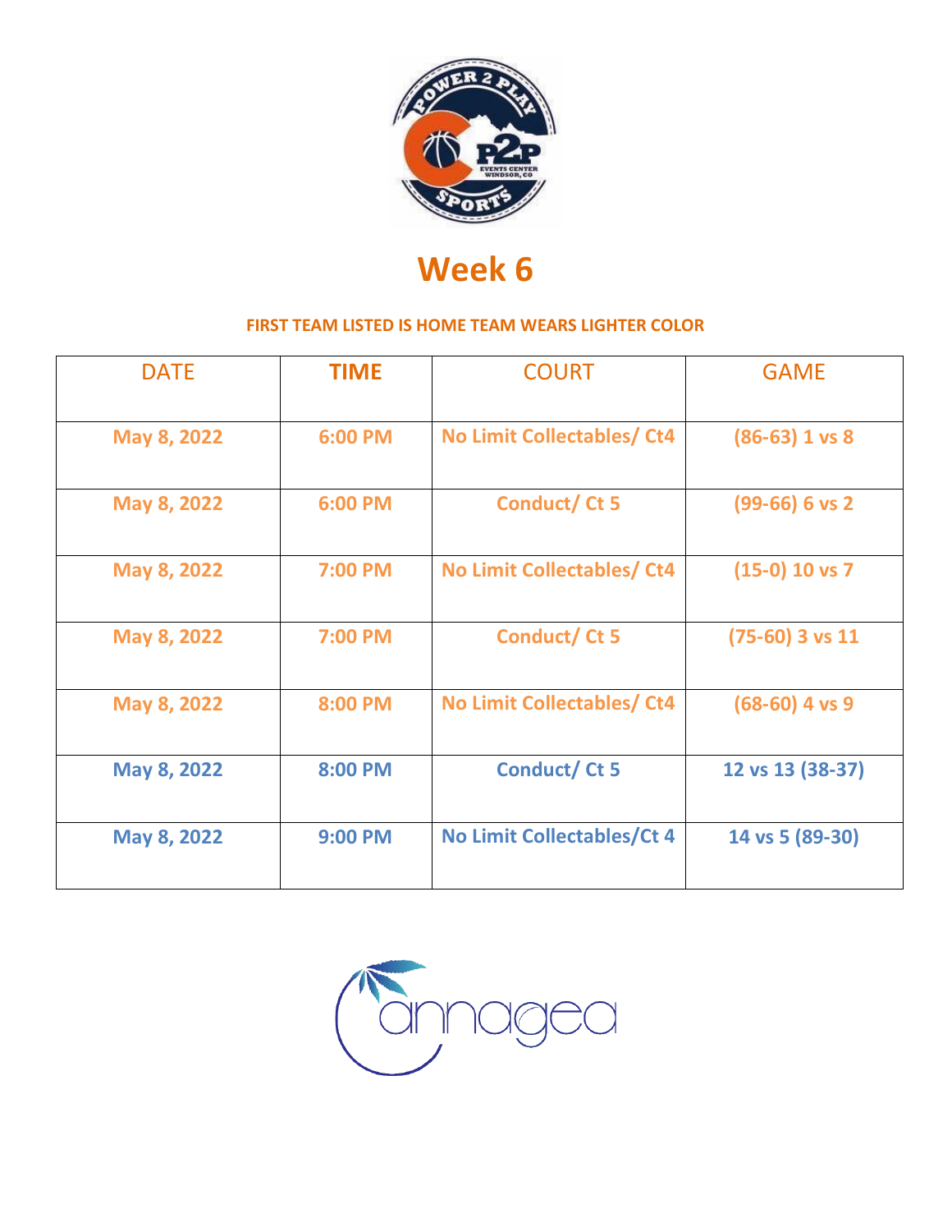# Week 6

**FIRST TEAM LISTED IS HOME TEAM WEARS LIGHTER COLOR**

| DATE | TIME | COURT | GAME |
|---|---|---|---|
| May 8, 2022 | 6:00 PM | No Limit Collectables/ Ct4 | (86-63) 1 vs 8 |
| May 8, 2022 | 6:00 PM | Conduct/ Ct 5 | (99-66) 6 vs 2 |
| May 8, 2022 | 7:00 PM | No Limit Collectables/ Ct4 | (15-0) 10 vs 7 |
| May 8, 2022 | 7:00 PM | Conduct/ Ct 5 | (75-60) 3 vs 11 |
| May 8, 2022 | 8:00 PM | No Limit Collectables/ Ct4 | (68-60) 4 vs 9 |
| May 8, 2022 | 8:00 PM | Conduct/ Ct 5 | 12 vs 13 (38-37) |
| May 8, 2022 | 9:00 PM | No Limit Collectables/Ct 4 | 14 vs 5 (89-30) |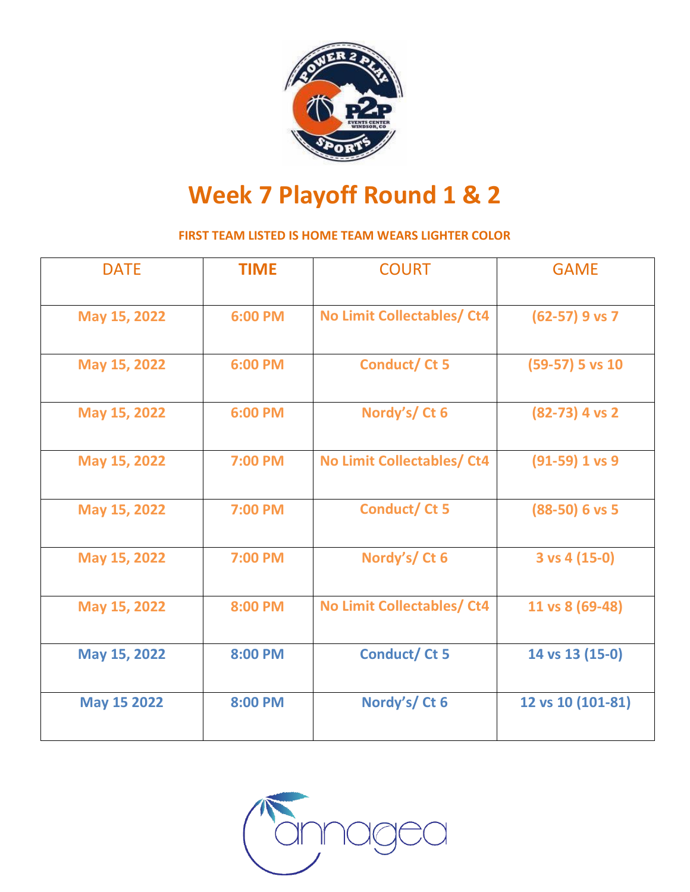# Week 7 Playoff Round 1 & 2

**FIRST TEAM LISTED IS HOME TEAM WEARS LIGHTER COLOR**

| DATE | TIME | COURT | GAME |
|---|---|---|---|
| May 15, 2022 | 6:00 PM | No Limit Collectables/ Ct4 | (62-57) 9 vs 7 |
| May 15, 2022 | 6:00 PM | Conduct/ Ct 5 | (59-57) 5 vs 10 |
| May 15, 2022 | 6:00 PM | Nordy's/ Ct 6 | (82-73) 4 vs 2 |
| May 15, 2022 | 7:00 PM | No Limit Collectables/ Ct4 | (91-59) 1 vs 9 |
| May 15, 2022 | 7:00 PM | Conduct/ Ct 5 | (88-50) 6 vs 5 |
| May 15, 2022 | 7:00 PM | Nordy's/ Ct 6 | 3 vs 4 (15-0) |
| May 15, 2022 | 8:00 PM | No Limit Collectables/ Ct4 | 11 vs 8 (69-48) |
| May 15, 2022 | 8:00 PM | Conduct/ Ct 5 | 14 vs 13 (15-0) |
| May 15 2022 | 8:00 PM | Nordy's/ Ct 6 | 12 vs 10 (101-81) |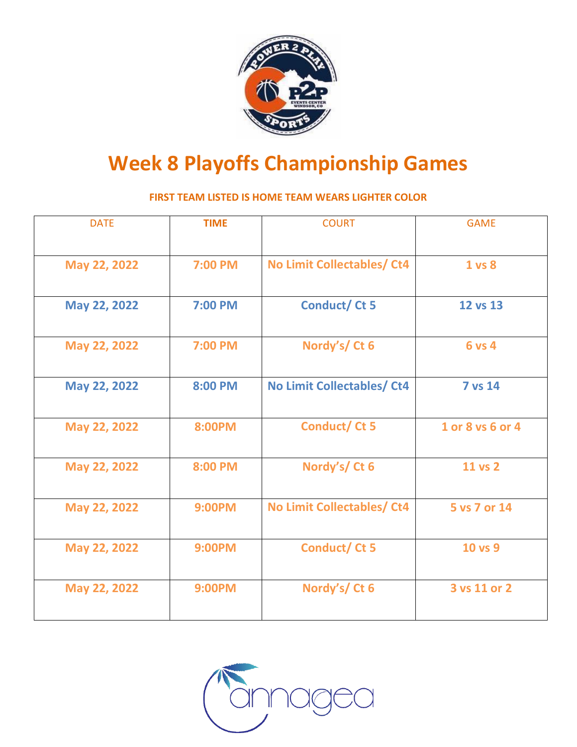# Week 8 Playoffs Championship Games

**FIRST TEAM LISTED IS HOME TEAM WEARS LIGHTER COLOR**

| DATE | TIME | COURT | GAME |
|---|---|---|---|
| May 22, 2022 | 7:00 PM | No Limit Collectables/ Ct4 | 1 vs 8 |
| May 22, 2022 | 7:00 PM | Conduct/ Ct 5 | 12 vs 13 |
| May 22, 2022 | 7:00 PM | Nordy's/ Ct 6 | 6 vs 4 |
| May 22, 2022 | 8:00 PM | No Limit Collectables/ Ct4 | 7 vs 14 |
| May 22, 2022 | 8:00PM | Conduct/ Ct 5 | 1 or 8 vs 6 or 4 |
| May 22, 2022 | 8:00 PM | Nordy's/ Ct 6 | 11 vs 2 |
| May 22, 2022 | 9:00PM | No Limit Collectables/ Ct4 | 5 vs 7 or 14 |
| May 22, 2022 | 9:00PM | Conduct/ Ct 5 | 10 vs 9 |
| May 22, 2022 | 9:00PM | Nordy's/ Ct 6 | 3 vs 11 or 2 |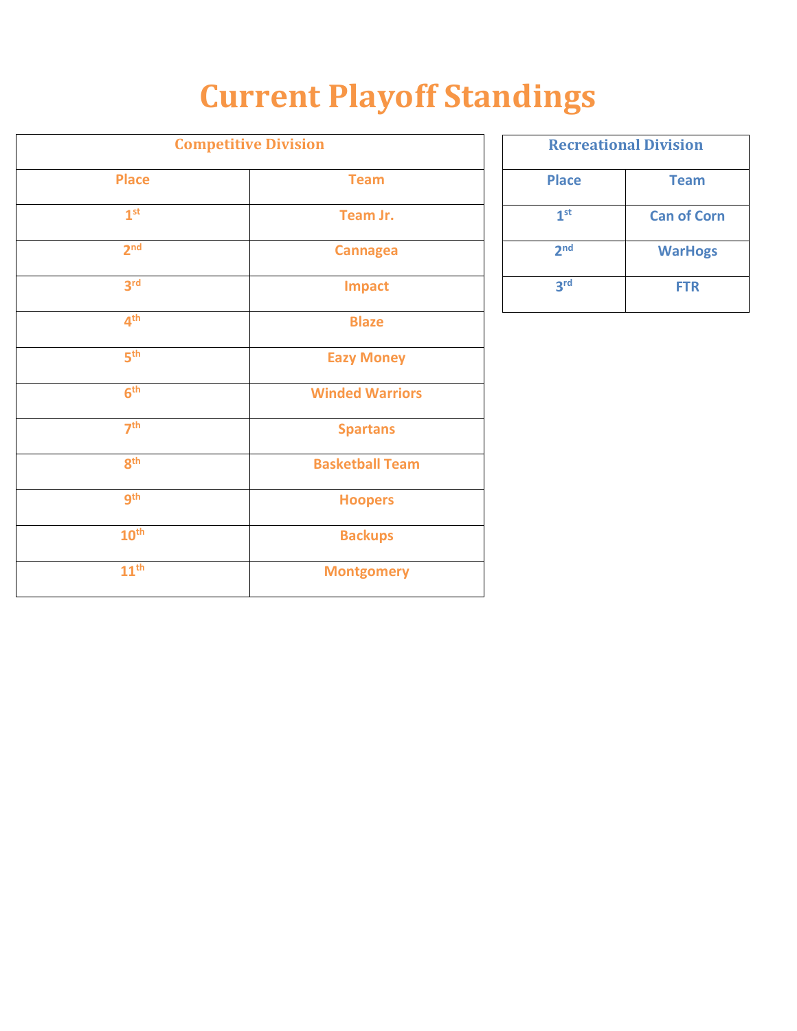# Current Playoff Standings

| Competitive Division | |
|---|---|
| **Place** | **Team** |
| 1st | Team Jr. |
| 2nd | Cannagea |
| 3rd | Impact |
| 4th | Blaze |
| 5th | Eazy Money |
| 6th | Winded Warriors |
| 7th | Spartans |
| 8th | Basketball Team |
| 9th | Hoopers |
| 10th | Backups |
| 11th | Montgomery |

| Recreational Division | |
|---|---|
| **Place** | **Team** |
| 1st | Can of Corn |
| 2nd | WarHogs |
| 3rd | FTR |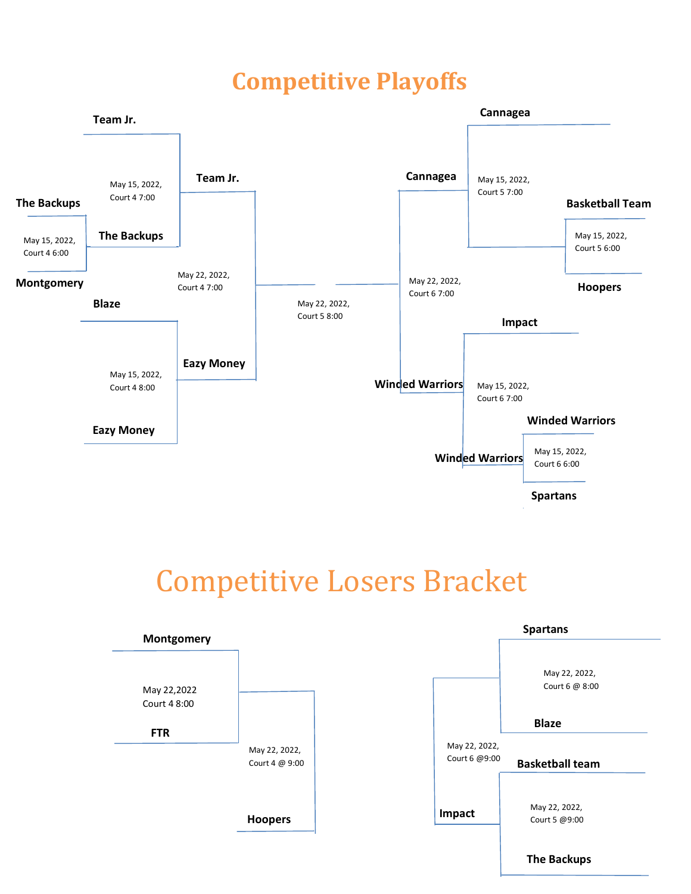# Competitive Playoffs

Team Jr.

May 15, 2022,
Court 4 7:00

Team Jr.

The Backups

May 15, 2022,
Court 4 6:00

The Backups

Montgomery

May 22, 2022,
Court 4 7:00

Blaze

May 15, 2022,
Court 4 8:00

Eazy Money

Eazy Money

May 22, 2022,
Court 5 8:00

Cannagea

Cannagea

May 15, 2022,
Court 5 7:00

Basketball Team

May 15, 2022,
Court 5 6:00

Hoopers

May 22, 2022,
Court 6 7:00

Impact

Winded Warriors

May 15, 2022,
Court 6 7:00

Winded Warriors

Winded Warriors

May 15, 2022,
Court 6 6:00

Spartans

# Competitive Losers Bracket

Montgomery

May 22,2022
Court 4 8:00

FTR

May 22, 2022,
Court 4 @ 9:00

Hoopers

Spartans

May 22, 2022,
Court 6 @ 8:00

Blaze

May 22, 2022,
Court 6 @9:00

Basketball team

Impact

May 22, 2022,
Court 5 @9:00

The Backups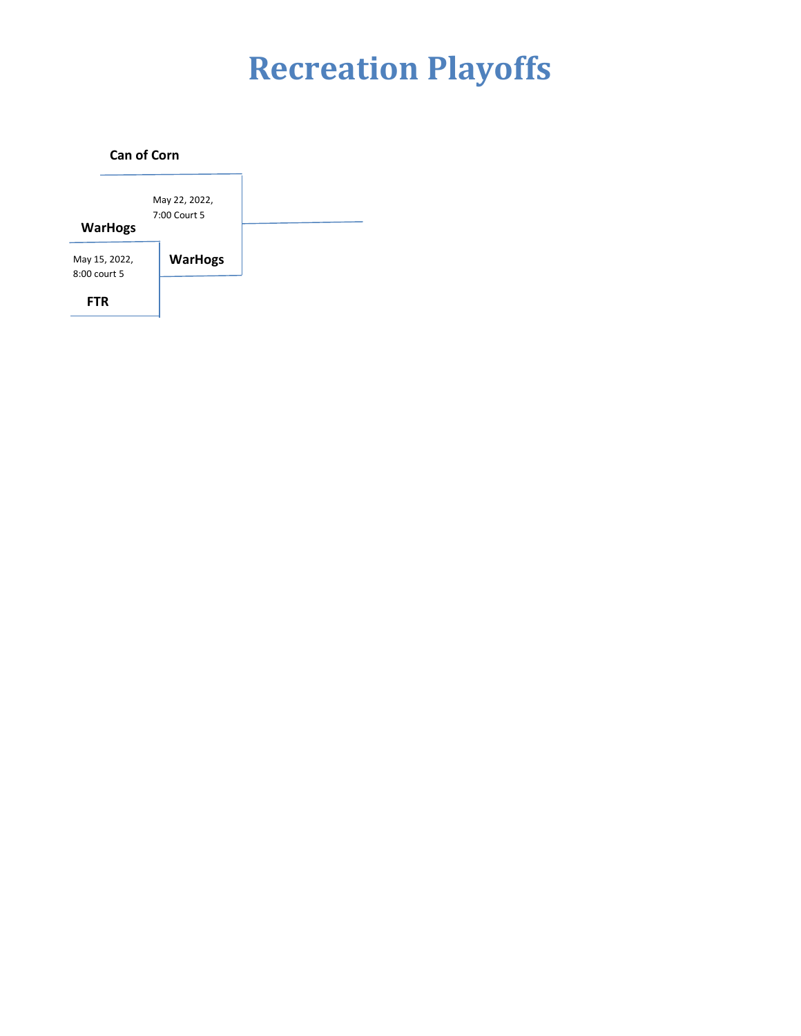# Recreation Playoffs

**Can of Corn**

May 22, 2022,
7:00 Court 5

**WarHogs**

May 15, 2022,
8:00 court 5

**WarHogs**

**FTR**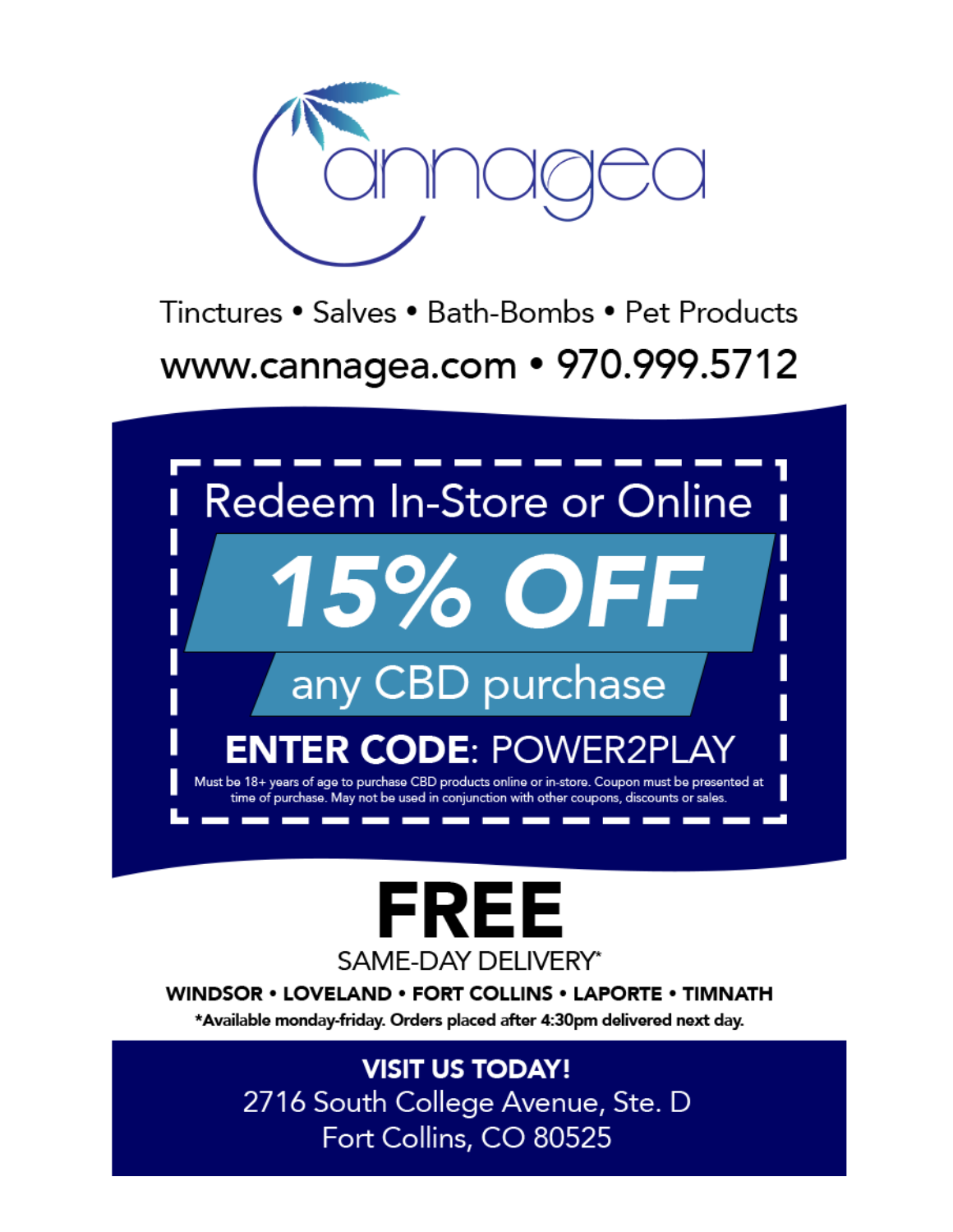# Cannagea

Tinctures • Salves • Bath-Bombs • Pet Products

www.cannagea.com • 970.999.5712

Redeem In-Store or Online

## 15% OFF

any CBD purchase

**ENTER CODE:** POWER2PLAY

Must be 18+ years of age to purchase CBD products online or in-store. Coupon must be presented at time of purchase. May not be used in conjunction with other coupons, discounts or sales.

## FREE

SAME-DAY DELIVERY*

**WINDSOR • LOVELAND • FORT COLLINS • LAPORTE • TIMNATH**

**\*Available monday-friday. Orders placed after 4:30pm delivered next day.**

**VISIT US TODAY!**

2716 South College Avenue, Ste. D
Fort Collins, CO 80525